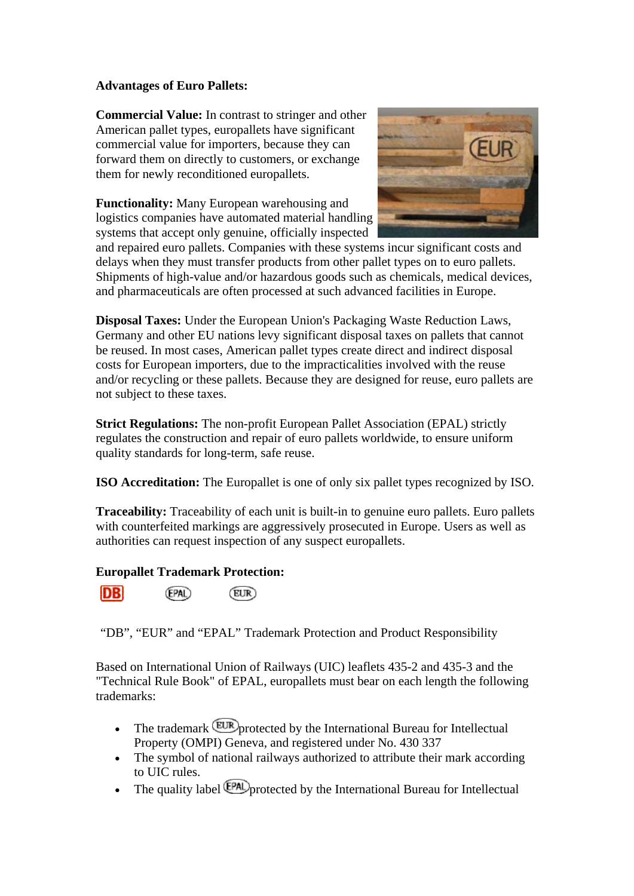**Advantages of Euro Pallets:**

**Commercial Value:** In contrast to stringer and other American pallet types, europallets have significant commercial value for importers, because they can forward them on directly to customers, or exchange them for newly reconditioned europallets.

**Functionality:** Many European warehousing and logistics companies have automated material handling systems that accept only genuine, officially inspected and repaired euro pallets. Companies with these systems incur significant costs and delays when they must transfer products from other pallet types on to euro pallets. Shipments of high-value and/or hazardous goods such as chemicals, medical devices, and pharmaceuticals are often processed at such advanced facilities in Europe.

**Disposal Taxes:** Under the European Union's Packaging Waste Reduction Laws, Germany and other EU nations levy significant disposal taxes on pallets that cannot be reused. In most cases, American pallet types create direct and indirect disposal costs for European importers, due to the impracticalities involved with the reuse and/or recycling or these pallets. Because they are designed for reuse, euro pallets are not subject to these taxes.

**Strict Regulations:** The non-profit European Pallet Association (EPAL) strictly regulates the construction and repair of euro pallets worldwide, to ensure uniform quality standards for long-term, safe reuse.

**ISO Accreditation:** The Europallet is one of only six pallet types recognized by ISO.

**Traceability:** Traceability of each unit is built-in to genuine euro pallets. Euro pallets with counterfeited markings are aggressively prosecuted in Europe. Users as well as authorities can request inspection of any suspect europallets.

**Europallet Trademark Protection:**

DB EPAL EUR

"DB", "EUR" and "EPAL" Trademark Protection and Product Responsibility

Based on International Union of Railways (UIC) leaflets 435-2 and 435-3 and the "Technical Rule Book" of EPAL, europallets must bear on each length the following trademarks:

- The trademark EUR protected by the International Bureau for Intellectual Property (OMPI) Geneva, and registered under No. 430 337
- The symbol of national railways authorized to attribute their mark according to UIC rules.
- The quality label EPAL protected by the International Bureau for Intellectual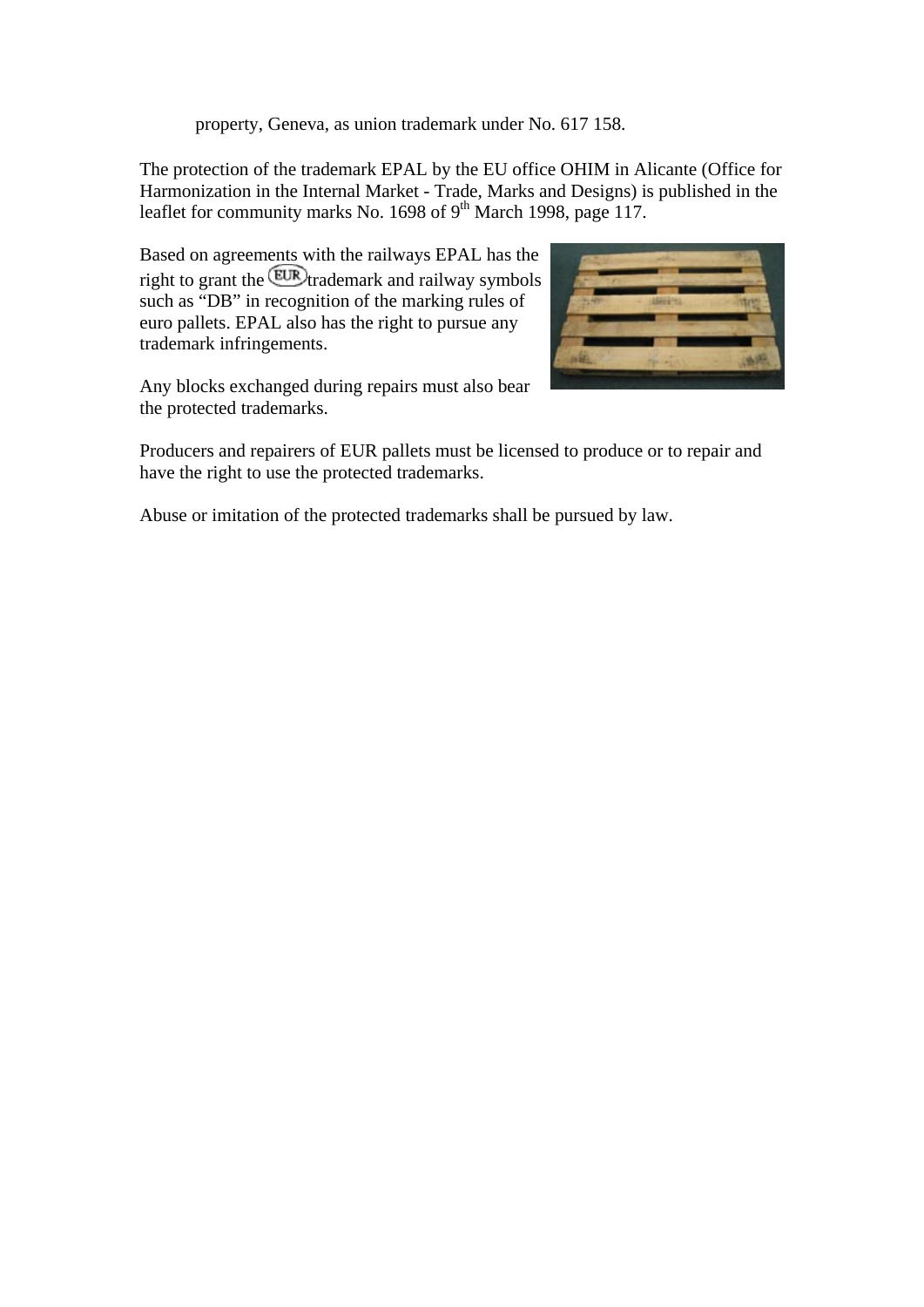property, Geneva, as union trademark under No. 617 158.

The protection of the trademark EPAL by the EU office OHIM in Alicante (Office for Harmonization in the Internal Market - Trade, Marks and Designs) is published in the leaflet for community marks No. 1698 of 9th March 1998, page 117.

Based on agreements with the railways EPAL has the right to grant the EUR trademark and railway symbols such as "DB" in recognition of the marking rules of euro pallets. EPAL also has the right to pursue any trademark infringements.

Any blocks exchanged during repairs must also bear the protected trademarks.

Producers and repairers of EUR pallets must be licensed to produce or to repair and have the right to use the protected trademarks.

Abuse or imitation of the protected trademarks shall be pursued by law.